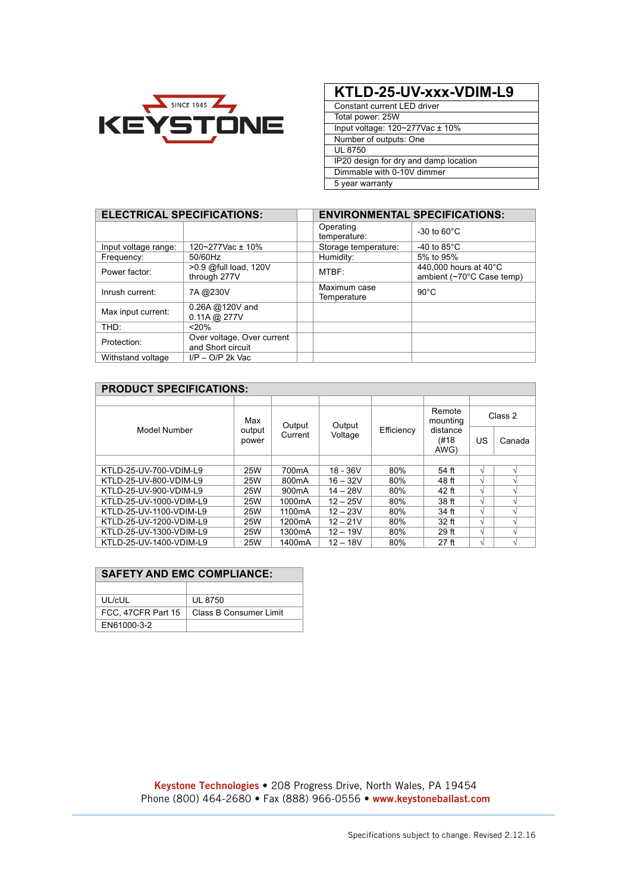KEYSTONE SINCE 1945

# KTLD-25-UV-xxx-VDIM-L9

| KTLD-25-UV-xxx-VDIM-L9 |
|---|
| Constant current LED driver |
| Total power: 25W |
| Input voltage: 120~277Vac ± 10% |
| Number of outputs: One |
| UL 8750 |
| IP20 design for dry and damp location |
| Dimmable with 0-10V dimmer |
| 5 year warranty |

| ELECTRICAL SPECIFICATIONS: | | | ENVIRONMENTAL SPECIFICATIONS: | |
|---|---|---|---|---|
| | | | Operating temperature: | -30 to 60°C |
| Input voltage range: | 120~277Vac ± 10% | | Storage temperature: | -40 to 85°C |
| Frequency: | 50/60Hz | | Humidity: | 5% to 95% |
| Power factor: | >0.9 @full load, 120V through 277V | | MTBF: | 440,000 hours at 40°C ambient (~70°C Case temp) |
| Inrush current: | 7A @230V | | Maximum case Temperature | 90°C |
| Max input current: | 0.26A @120V and 0.11A @ 277V | | | |
| THD: | <20% | | | |
| Protection: | Over voltage, Over current and Short circuit | | | |
| Withstand voltage | I/P – O/P 2k Vac | | | |

## PRODUCT SPECIFICATIONS:

| Model Number | Max output power | Output Current | Output Voltage | Efficiency | Remote mounting distance (#18 AWG) | Class 2 | |
|---|---|---|---|---|---|---|---|
| | | | | | | US | Canada |
| KTLD-25-UV-700-VDIM-L9 | 25W | 700mA | 18 - 36V | 80% | 54 ft | √ | √ |
| KTLD-25-UV-800-VDIM-L9 | 25W | 800mA | 16 – 32V | 80% | 48 ft | √ | √ |
| KTLD-25-UV-900-VDIM-L9 | 25W | 900mA | 14 – 28V | 80% | 42 ft | √ | √ |
| KTLD-25-UV-1000-VDIM-L9 | 25W | 1000mA | 12 – 25V | 80% | 38 ft | √ | √ |
| KTLD-25-UV-1100-VDIM-L9 | 25W | 1100mA | 12 – 23V | 80% | 34 ft | √ | √ |
| KTLD-25-UV-1200-VDIM-L9 | 25W | 1200mA | 12 – 21V | 80% | 32 ft | √ | √ |
| KTLD-25-UV-1300-VDIM-L9 | 25W | 1300mA | 12 – 19V | 80% | 29 ft | √ | √ |
| KTLD-25-UV-1400-VDIM-L9 | 25W | 1400mA | 12 – 18V | 80% | 27 ft | √ | √ |

## SAFETY AND EMC COMPLIANCE:

| | |
|---|---|
| UL/cUL | UL 8750 |
| FCC, 47CFR Part 15 | Class B Consumer Limit |
| EN61000-3-2 | |

**Keystone Technologies** • 208 Progress Drive, North Wales, PA 19454
Phone (800) 464-2680 • Fax (888) 966-0556 • **www.keystoneballast.com**

Specifications subject to change. Revised 2.12.16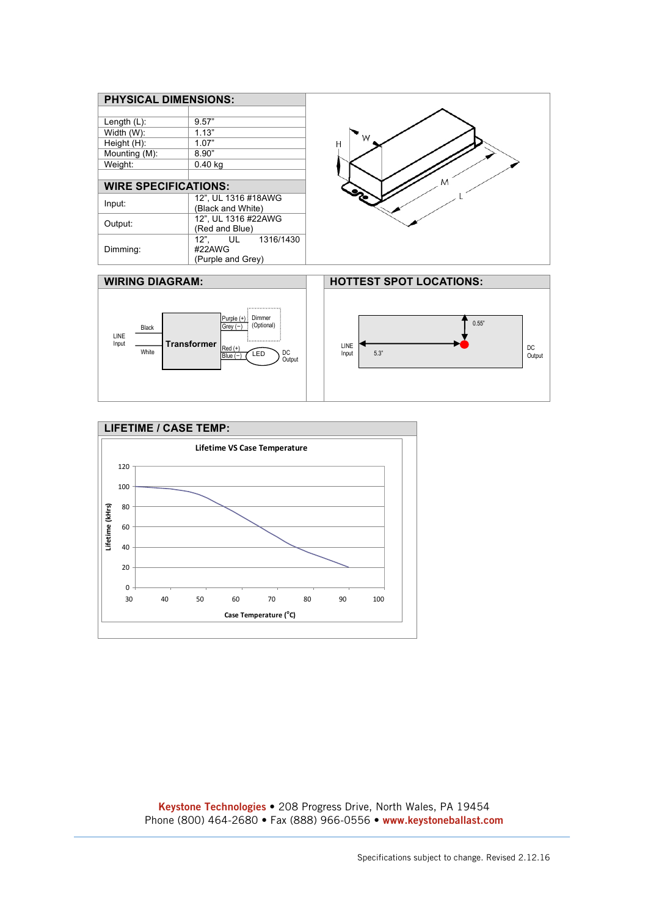## PHYSICAL DIMENSIONS:

| | |
|---|---|
| Length (L): | 9.57" |
| Width (W): | 1.13" |
| Height (H): | 1.07" |
| Mounting (M): | 8.90" |
| Weight: | 0.40 kg |

H
W
M
L

## WIRE SPECIFICATIONS:

| | |
|---|---|
| Input: | 12", UL 1316 #18AWG (Black and White) |
| Output: | 12", UL 1316 #22AWG (Red and Blue) |
| Dimming: | 12", UL 1316/1430 #22AWG (Purple and Grey) |

## WIRING DIAGRAM:

LINE Input
Black
White
Transformer
Purple (+)
Grey (−)
Dimmer (Optional)
Red (+)
Blue (−)
LED
DC Output

## HOTTEST SPOT LOCATIONS:

LINE Input
5.3"
0.55"
DC Output

## LIFETIME / CASE TEMP:

Lifetime VS Case Temperature

Lifetime (kHrs)

120
100
80
60
40
20
0

30 40 50 60 70 80 90 100

Case Temperature (°C)

**Keystone Technologies** • 208 Progress Drive, North Wales, PA 19454
Phone (800) 464-2680 • Fax (888) 966-0556 • **www.keystoneballast.com**

Specifications subject to change. Revised 2.12.16